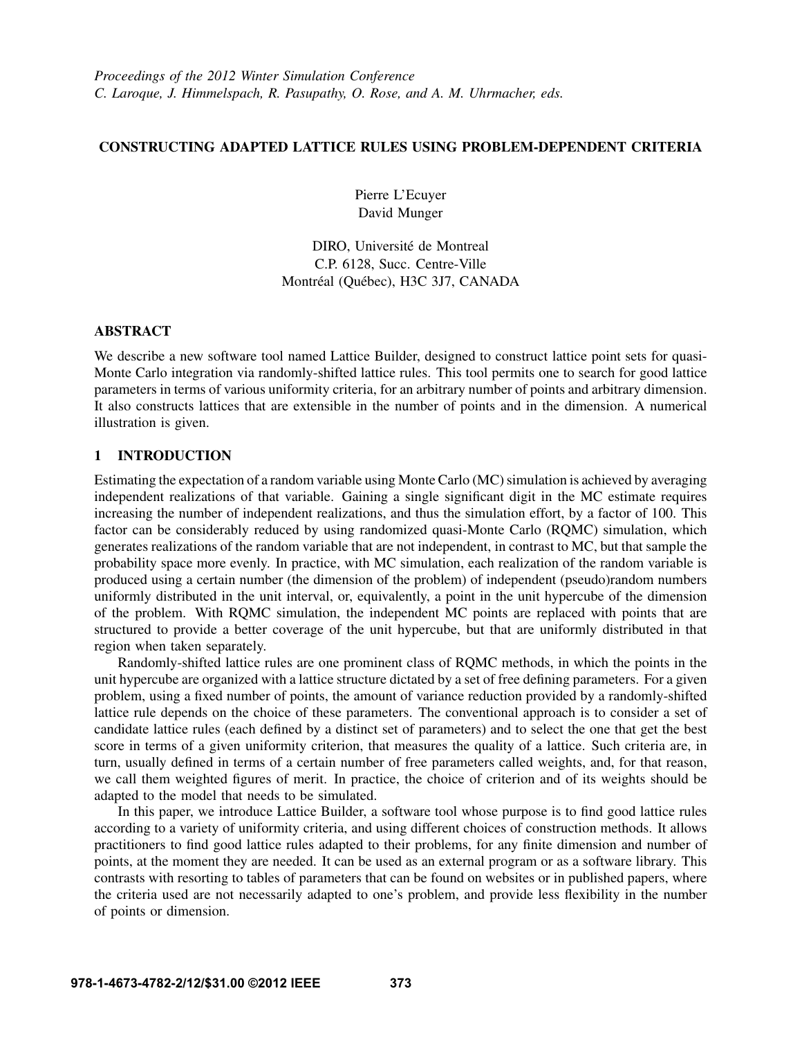*Proceedings of the 2012 Winter Simulation Conference*
*C. Laroque, J. Himmelspach, R. Pasupathy, O. Rose, and A. M. Uhrmacher, eds.*

# CONSTRUCTING ADAPTED LATTICE RULES USING PROBLEM-DEPENDENT CRITERIA

Pierre L'Ecuyer
David Munger

DIRO, Université de Montreal
C.P. 6128, Succ. Centre-Ville
Montréal (Québec), H3C 3J7, CANADA

## ABSTRACT

We describe a new software tool named Lattice Builder, designed to construct lattice point sets for quasi-Monte Carlo integration via randomly-shifted lattice rules. This tool permits one to search for good lattice parameters in terms of various uniformity criteria, for an arbitrary number of points and arbitrary dimension. It also constructs lattices that are extensible in the number of points and in the dimension. A numerical illustration is given.

## 1 INTRODUCTION

Estimating the expectation of a random variable using Monte Carlo (MC) simulation is achieved by averaging independent realizations of that variable. Gaining a single significant digit in the MC estimate requires increasing the number of independent realizations, and thus the simulation effort, by a factor of 100. This factor can be considerably reduced by using randomized quasi-Monte Carlo (RQMC) simulation, which generates realizations of the random variable that are not independent, in contrast to MC, but that sample the probability space more evenly. In practice, with MC simulation, each realization of the random variable is produced using a certain number (the dimension of the problem) of independent (pseudo)random numbers uniformly distributed in the unit interval, or, equivalently, a point in the unit hypercube of the dimension of the problem. With RQMC simulation, the independent MC points are replaced with points that are structured to provide a better coverage of the unit hypercube, but that are uniformly distributed in that region when taken separately.

Randomly-shifted lattice rules are one prominent class of RQMC methods, in which the points in the unit hypercube are organized with a lattice structure dictated by a set of free defining parameters. For a given problem, using a fixed number of points, the amount of variance reduction provided by a randomly-shifted lattice rule depends on the choice of these parameters. The conventional approach is to consider a set of candidate lattice rules (each defined by a distinct set of parameters) and to select the one that get the best score in terms of a given uniformity criterion, that measures the quality of a lattice. Such criteria are, in turn, usually defined in terms of a certain number of free parameters called weights, and, for that reason, we call them weighted figures of merit. In practice, the choice of criterion and of its weights should be adapted to the model that needs to be simulated.

In this paper, we introduce Lattice Builder, a software tool whose purpose is to find good lattice rules according to a variety of uniformity criteria, and using different choices of construction methods. It allows practitioners to find good lattice rules adapted to their problems, for any finite dimension and number of points, at the moment they are needed. It can be used as an external program or as a software library. This contrasts with resorting to tables of parameters that can be found on websites or in published papers, where the criteria used are not necessarily adapted to one's problem, and provide less flexibility in the number of points or dimension.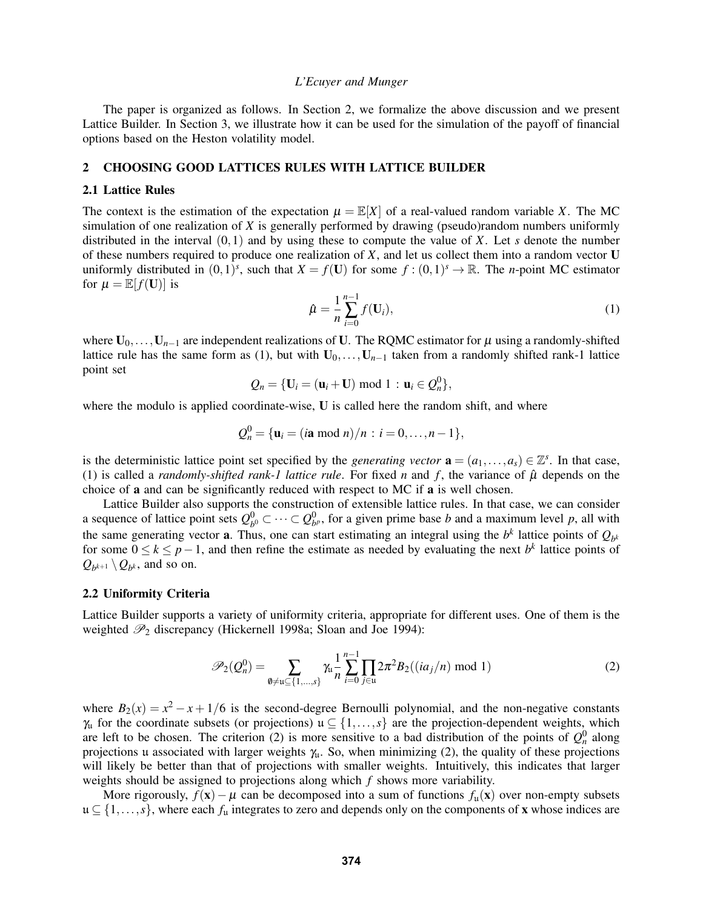The paper is organized as follows. In Section 2, we formalize the above discussion and we present Lattice Builder. In Section 3, we illustrate how it can be used for the simulation of the payoff of financial options based on the Heston volatility model.

## 2 CHOOSING GOOD LATTICES RULES WITH LATTICE BUILDER

### 2.1 Lattice Rules

The context is the estimation of the expectation $\mu = \mathbb{E}[X]$ of a real-valued random variable $X$. The MC simulation of one realization of $X$ is generally performed by drawing (pseudo)random numbers uniformly distributed in the interval $(0,1)$ and by using these to compute the value of $X$. Let $s$ denote the number of these numbers required to produce one realization of $X$, and let us collect them into a random vector $\mathbf{U}$ uniformly distributed in $(0,1)^s$, such that $X = f(\mathbf{U})$ for some $f : (0,1)^s \to \mathbb{R}$. The $n$-point MC estimator for $\mu = \mathbb{E}[f(\mathbf{U})]$ is

$$\hat{\mu} = \frac{1}{n}\sum_{i=0}^{n-1} f(\mathbf{U}_i), \tag{1}$$

where $\mathbf{U}_0, \ldots, \mathbf{U}_{n-1}$ are independent realizations of $\mathbf{U}$. The RQMC estimator for $\mu$ using a randomly-shifted lattice rule has the same form as (1), but with $\mathbf{U}_0, \ldots, \mathbf{U}_{n-1}$ taken from a randomly shifted rank-1 lattice point set

$$Q_n = \{\mathbf{U}_i = (\mathbf{u}_i + \mathbf{U}) \bmod 1 : \mathbf{u}_i \in Q_n^0\},$$

where the modulo is applied coordinate-wise, $\mathbf{U}$ is called here the random shift, and where

$$Q_n^0 = \{\mathbf{u}_i = (i\mathbf{a} \bmod n)/n : i = 0, \ldots, n-1\},$$

is the deterministic lattice point set specified by the *generating vector* $\mathbf{a} = (a_1, \ldots, a_s) \in \mathbb{Z}^s$. In that case, (1) is called a *randomly-shifted rank-1 lattice rule*. For fixed $n$ and $f$, the variance of $\hat{\mu}$ depends on the choice of $\mathbf{a}$ and can be significantly reduced with respect to MC if $\mathbf{a}$ is well chosen.

Lattice Builder also supports the construction of extensible lattice rules. In that case, we can consider a sequence of lattice point sets $Q_{b^0}^0 \subset \cdots \subset Q_{b^p}^0$, for a given prime base $b$ and a maximum level $p$, all with the same generating vector $\mathbf{a}$. Thus, one can start estimating an integral using the $b^k$ lattice points of $Q_{b^k}$ for some $0 \le k \le p-1$, and then refine the estimate as needed by evaluating the next $b^k$ lattice points of $Q_{b^{k+1}} \setminus Q_{b^k}$, and so on.

### 2.2 Uniformity Criteria

Lattice Builder supports a variety of uniformity criteria, appropriate for different uses. One of them is the weighted $\mathscr{P}_2$ discrepancy (Hickernell 1998a; Sloan and Joe 1994):

$$\mathscr{P}_2(Q_n^0) = \sum_{\emptyset \neq \mathfrak{u} \subseteq \{1,\ldots,s\}} \gamma_{\mathfrak{u}} \frac{1}{n} \sum_{i=0}^{n-1} \prod_{j \in \mathfrak{u}} 2\pi^2 B_2((ia_j/n) \bmod 1) \tag{2}$$

where $B_2(x) = x^2 - x + 1/6$ is the second-degree Bernoulli polynomial, and the non-negative constants $\gamma_{\mathfrak{u}}$ for the coordinate subsets (or projections) $\mathfrak{u} \subseteq \{1, \ldots, s\}$ are the projection-dependent weights, which are left to be chosen. The criterion (2) is more sensitive to a bad distribution of the points of $Q_n^0$ along projections $\mathfrak{u}$ associated with larger weights $\gamma_{\mathfrak{u}}$. So, when minimizing (2), the quality of these projections will likely be better than that of projections with smaller weights. Intuitively, this indicates that larger weights should be assigned to projections along which $f$ shows more variability.

More rigorously, $f(\mathbf{x}) - \mu$ can be decomposed into a sum of functions $f_{\mathfrak{u}}(\mathbf{x})$ over non-empty subsets $\mathfrak{u} \subseteq \{1, \ldots, s\}$, where each $f_{\mathfrak{u}}$ integrates to zero and depends only on the components of $\mathbf{x}$ whose indices are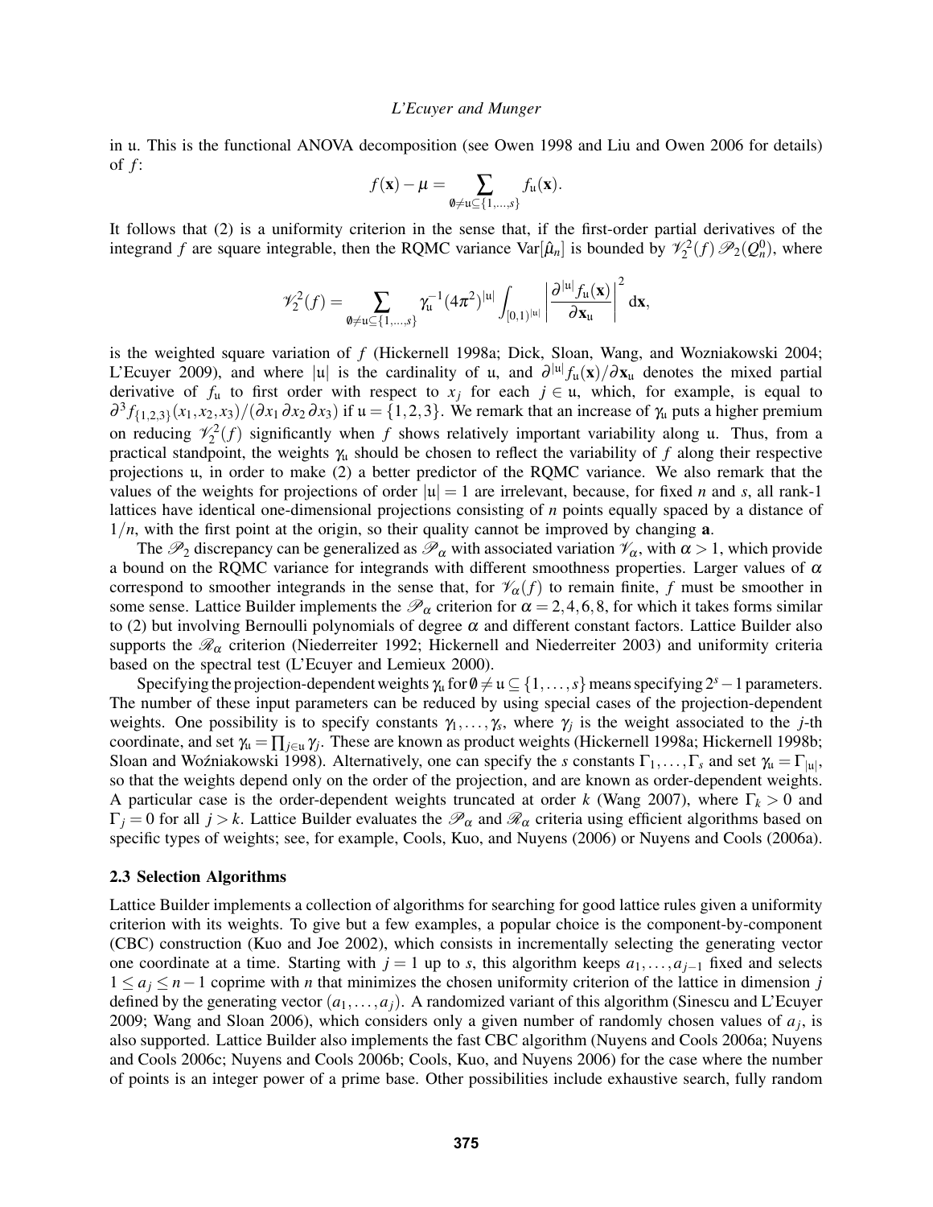in $\mathfrak{u}$. This is the functional ANOVA decomposition (see Owen 1998 and Liu and Owen 2006 for details) of $f$:

$$f(\mathbf{x}) - \mu = \sum_{\emptyset \neq \mathfrak{u} \subseteq \{1,\ldots,s\}} f_{\mathfrak{u}}(\mathbf{x}).$$

It follows that (2) is a uniformity criterion in the sense that, if the first-order partial derivatives of the integrand $f$ are square integrable, then the RQMC variance $\mathrm{Var}[\hat{\mu}_n]$ is bounded by $\mathscr{V}_2^2(f)\,\mathscr{P}_2(Q_n^0)$, where

$$\mathscr{V}_2^2(f) = \sum_{\emptyset \neq \mathfrak{u} \subseteq \{1,\ldots,s\}} \gamma_{\mathfrak{u}}^{-1} (4\pi^2)^{|\mathfrak{u}|} \int_{[0,1)^{|\mathfrak{u}|}} \left| \frac{\partial^{|\mathfrak{u}|} f_{\mathfrak{u}}(\mathbf{x})}{\partial \mathbf{x}_{\mathfrak{u}}} \right|^2 \mathrm{d}\mathbf{x},$$

is the weighted square variation of $f$ (Hickernell 1998a; Dick, Sloan, Wang, and Wozniakowski 2004; L'Ecuyer 2009), and where $|\mathfrak{u}|$ is the cardinality of $\mathfrak{u}$, and $\partial^{|\mathfrak{u}|} f_{\mathfrak{u}}(\mathbf{x})/\partial \mathbf{x}_{\mathfrak{u}}$ denotes the mixed partial derivative of $f_{\mathfrak{u}}$ to first order with respect to $x_j$ for each $j \in \mathfrak{u}$, which, for example, is equal to $\partial^3 f_{\{1,2,3\}}(x_1,x_2,x_3)/(\partial x_1\, \partial x_2\, \partial x_3)$ if $\mathfrak{u} = \{1,2,3\}$. We remark that an increase of $\gamma_{\mathfrak{u}}$ puts a higher premium on reducing $\mathscr{V}_2^2(f)$ significantly when $f$ shows relatively important variability along $\mathfrak{u}$. Thus, from a practical standpoint, the weights $\gamma_{\mathfrak{u}}$ should be chosen to reflect the variability of $f$ along their respective projections $\mathfrak{u}$, in order to make (2) a better predictor of the RQMC variance. We also remark that the values of the weights for projections of order $|\mathfrak{u}| = 1$ are irrelevant, because, for fixed $n$ and $s$, all rank-1 lattices have identical one-dimensional projections consisting of $n$ points equally spaced by a distance of $1/n$, with the first point at the origin, so their quality cannot be improved by changing $\mathbf{a}$.

The $\mathscr{P}_2$ discrepancy can be generalized as $\mathscr{P}_\alpha$ with associated variation $\mathscr{V}_\alpha$, with $\alpha > 1$, which provide a bound on the RQMC variance for integrands with different smoothness properties. Larger values of $\alpha$ correspond to smoother integrands in the sense that, for $\mathscr{V}_\alpha(f)$ to remain finite, $f$ must be smoother in some sense. Lattice Builder implements the $\mathscr{P}_\alpha$ criterion for $\alpha = 2,4,6,8$, for which it takes forms similar to (2) but involving Bernoulli polynomials of degree $\alpha$ and different constant factors. Lattice Builder also supports the $\mathscr{R}_\alpha$ criterion (Niederreiter 1992; Hickernell and Niederreiter 2003) and uniformity criteria based on the spectral test (L'Ecuyer and Lemieux 2000).

Specifying the projection-dependent weights $\gamma_{\mathfrak{u}}$ for $\emptyset \neq \mathfrak{u} \subseteq \{1,\ldots,s\}$ means specifying $2^s - 1$ parameters. The number of these input parameters can be reduced by using special cases of the projection-dependent weights. One possibility is to specify constants $\gamma_1,\ldots,\gamma_s$, where $\gamma_j$ is the weight associated to the $j$-th coordinate, and set $\gamma_{\mathfrak{u}} = \prod_{j\in\mathfrak{u}} \gamma_j$. These are known as product weights (Hickernell 1998a; Hickernell 1998b; Sloan and Woźniakowski 1998). Alternatively, one can specify the $s$ constants $\Gamma_1,\ldots,\Gamma_s$ and set $\gamma_{\mathfrak{u}} = \Gamma_{|\mathfrak{u}|}$, so that the weights depend only on the order of the projection, and are known as order-dependent weights. A particular case is the order-dependent weights truncated at order $k$ (Wang 2007), where $\Gamma_k > 0$ and $\Gamma_j = 0$ for all $j > k$. Lattice Builder evaluates the $\mathscr{P}_\alpha$ and $\mathscr{R}_\alpha$ criteria using efficient algorithms based on specific types of weights; see, for example, Cools, Kuo, and Nuyens (2006) or Nuyens and Cools (2006a).

### 2.3 Selection Algorithms

Lattice Builder implements a collection of algorithms for searching for good lattice rules given a uniformity criterion with its weights. To give but a few examples, a popular choice is the component-by-component (CBC) construction (Kuo and Joe 2002), which consists in incrementally selecting the generating vector one coordinate at a time. Starting with $j = 1$ up to $s$, this algorithm keeps $a_1,\ldots,a_{j-1}$ fixed and selects $1 \le a_j \le n-1$ coprime with $n$ that minimizes the chosen uniformity criterion of the lattice in dimension $j$ defined by the generating vector $(a_1,\ldots,a_j)$. A randomized variant of this algorithm (Sinescu and L'Ecuyer 2009; Wang and Sloan 2006), which considers only a given number of randomly chosen values of $a_j$, is also supported. Lattice Builder also implements the fast CBC algorithm (Nuyens and Cools 2006a; Nuyens and Cools 2006c; Nuyens and Cools 2006b; Cools, Kuo, and Nuyens 2006) for the case where the number of points is an integer power of a prime base. Other possibilities include exhaustive search, fully random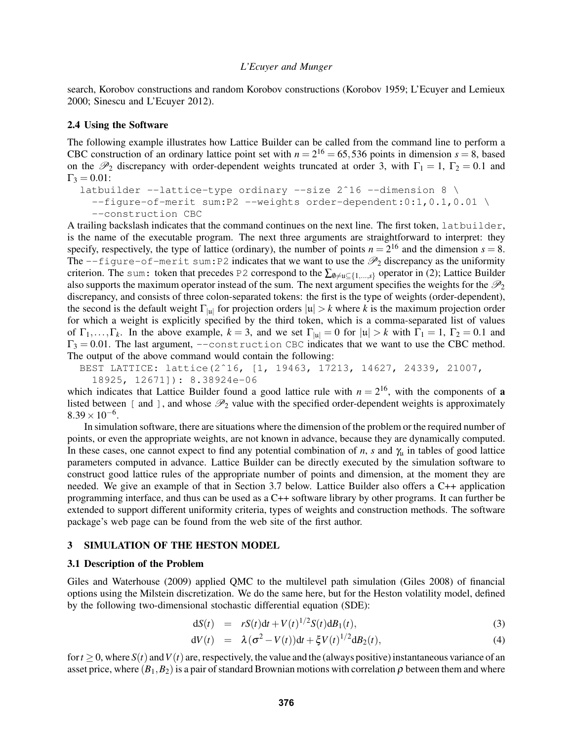search, Korobov constructions and random Korobov constructions (Korobov 1959; L'Ecuyer and Lemieux 2000; Sinescu and L'Ecuyer 2012).

### 2.4 Using the Software

The following example illustrates how Lattice Builder can be called from the command line to perform a CBC construction of an ordinary lattice point set with $n = 2^{16} = 65,536$ points in dimension $s = 8$, based on the $\mathscr{P}_2$ discrepancy with order-dependent weights truncated at order 3, with $\Gamma_1 = 1$, $\Gamma_2 = 0.1$ and $\Gamma_3 = 0.01$:

```
latbuilder --lattice-type ordinary --size 2^16 --dimension 8 \
  --figure-of-merit sum:P2 --weights order-dependent:0:1,0.1,0.01 \
  --construction CBC
```

A trailing backslash indicates that the command continues on the next line. The first token, `latbuilder`, is the name of the executable program. The next three arguments are straightforward to interpret: they specify, respectively, the type of lattice (ordinary), the number of points $n = 2^{16}$ and the dimension $s = 8$. The `--figure-of-merit sum:P2` indicates that we want to use the $\mathscr{P}_2$ discrepancy as the uniformity criterion. The `sum:` token that precedes `P2` correspond to the $\sum_{\emptyset \neq \mathfrak{u} \subseteq \{1,\ldots,s\}}$ operator in (2); Lattice Builder also supports the maximum operator instead of the sum. The next argument specifies the weights for the $\mathscr{P}_2$ discrepancy, and consists of three colon-separated tokens: the first is the type of weights (order-dependent), the second is the default weight $\Gamma_{|\mathfrak{u}|}$ for projection orders $|\mathfrak{u}| > k$ where $k$ is the maximum projection order for which a weight is explicitly specified by the third token, which is a comma-separated list of values of $\Gamma_1, \ldots, \Gamma_k$. In the above example, $k = 3$, and we set $\Gamma_{|\mathfrak{u}|} = 0$ for $|\mathfrak{u}| > k$ with $\Gamma_1 = 1$, $\Gamma_2 = 0.1$ and $\Gamma_3 = 0.01$. The last argument, `--construction CBC` indicates that we want to use the CBC method. The output of the above command would contain the following:

```
BEST LATTICE: lattice(2^16, [1, 19463, 17213, 14627, 24339, 21007,
  18925, 12671]): 8.38924e-06
```

which indicates that Lattice Builder found a good lattice rule with $n = 2^{16}$, with the components of $\mathbf{a}$ listed between `[` and `]`, and whose $\mathscr{P}_2$ value with the specified order-dependent weights is approximately $8.39 \times 10^{-6}$.

In simulation software, there are situations where the dimension of the problem or the required number of points, or even the appropriate weights, are not known in advance, because they are dynamically computed. In these cases, one cannot expect to find any potential combination of $n$, $s$ and $\gamma_\mathfrak{u}$ in tables of good lattice parameters computed in advance. Lattice Builder can be directly executed by the simulation software to construct good lattice rules of the appropriate number of points and dimension, at the moment they are needed. We give an example of that in Section 3.7 below. Lattice Builder also offers a C++ application programming interface, and thus can be used as a C++ software library by other programs. It can further be extended to support different uniformity criteria, types of weights and construction methods. The software package's web page can be found from the web site of the first author.

## 3 SIMULATION OF THE HESTON MODEL

### 3.1 Description of the Problem

Giles and Waterhouse (2009) applied QMC to the multilevel path simulation (Giles 2008) of financial options using the Milstein discretization. We do the same here, but for the Heston volatility model, defined by the following two-dimensional stochastic differential equation (SDE):

$$\mathrm{d}S(t) = rS(t)\mathrm{d}t + V(t)^{1/2}S(t)\mathrm{d}B_1(t), \tag{3}$$

$$\mathrm{d}V(t) = \lambda(\sigma^2 - V(t))\mathrm{d}t + \xi V(t)^{1/2}\mathrm{d}B_2(t), \tag{4}$$

for $t \geq 0$, where $S(t)$ and $V(t)$ are, respectively, the value and the (always positive) instantaneous variance of an asset price, where $(B_1, B_2)$ is a pair of standard Brownian motions with correlation $\rho$ between them and where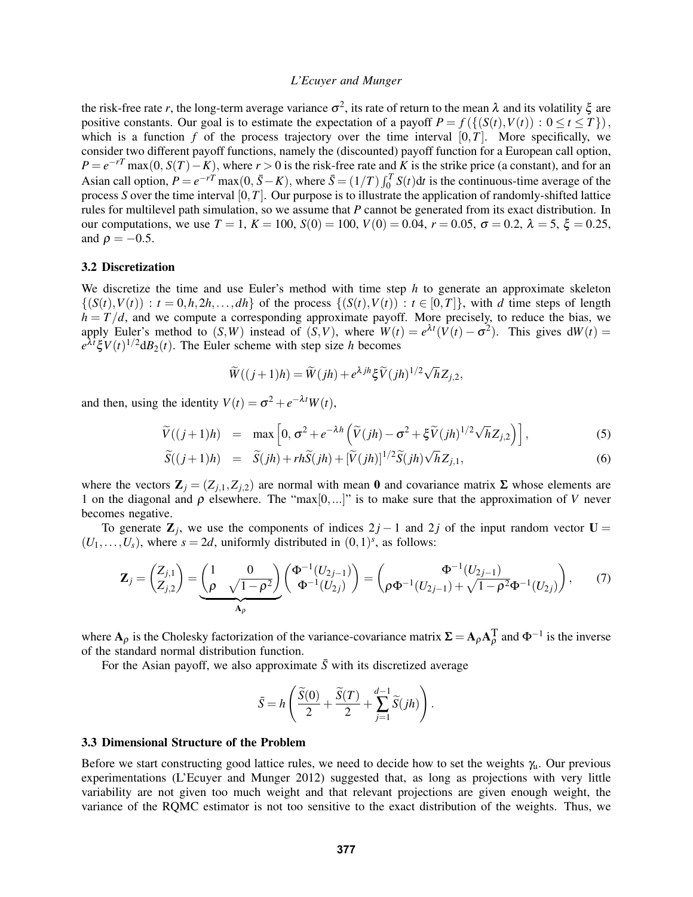the risk-free rate $r$, the long-term average variance $\sigma^2$, its rate of return to the mean $\lambda$ and its volatility $\xi$ are positive constants. Our goal is to estimate the expectation of a payoff $P = f(\{(S(t),V(t)) : 0 \le t \le T\})$, which is a function $f$ of the process trajectory over the time interval $[0,T]$. More specifically, we consider two different payoff functions, namely the (discounted) payoff function for a European call option, $P = e^{-rT}\max(0, S(T)-K)$, where $r > 0$ is the risk-free rate and $K$ is the strike price (a constant), and for an Asian call option, $P = e^{-rT}\max(0, \bar{S}-K)$, where $\bar{S} = (1/T)\int_0^T S(t)\mathrm{d}t$ is the continuous-time average of the process $S$ over the time interval $[0,T]$. Our purpose is to illustrate the application of randomly-shifted lattice rules for multilevel path simulation, so we assume that $P$ cannot be generated from its exact distribution. In our computations, we use $T = 1$, $K = 100$, $S(0) = 100$, $V(0) = 0.04$, $r = 0.05$, $\sigma = 0.2$, $\lambda = 5$, $\xi = 0.25$, and $\rho = -0.5$.

### 3.2 Discretization

We discretize the time and use Euler's method with time step $h$ to generate an approximate skeleton $\{(S(t),V(t)) : t = 0,h,2h,\ldots,dh\}$ of the process $\{(S(t),V(t)) : t \in [0,T]\}$, with $d$ time steps of length $h = T/d$, and we compute a corresponding approximate payoff. More precisely, to reduce the bias, we apply Euler's method to $(S,W)$ instead of $(S,V)$, where $W(t) = e^{\lambda t}(V(t)-\sigma^2)$. This gives $\mathrm{d}W(t) = e^{\lambda t}\xi V(t)^{1/2}\mathrm{d}B_2(t)$. The Euler scheme with step size $h$ becomes

$$\widetilde{W}((j+1)h) = \widetilde{W}(jh) + e^{\lambda jh}\xi\widetilde{V}(jh)^{1/2}\sqrt{h}Z_{j,2},$$

and then, using the identity $V(t) = \sigma^2 + e^{-\lambda t}W(t)$,

$$\widetilde{V}((j+1)h) = \max\left[0, \sigma^2 + e^{-\lambda h}\left(\widetilde{V}(jh) - \sigma^2 + \xi\widetilde{V}(jh)^{1/2}\sqrt{h}Z_{j,2}\right)\right], \tag{5}$$

$$\widetilde{S}((j+1)h) = \widetilde{S}(jh) + rh\widetilde{S}(jh) + [\widetilde{V}(jh)]^{1/2}\widetilde{S}(jh)\sqrt{h}Z_{j,1}, \tag{6}$$

where the vectors $\mathbf{Z}_j = (Z_{j,1}, Z_{j,2})$ are normal with mean $\mathbf{0}$ and covariance matrix $\boldsymbol{\Sigma}$ whose elements are 1 on the diagonal and $\rho$ elsewhere. The "max[0,...]" is to make sure that the approximation of $V$ never becomes negative.

To generate $\mathbf{Z}_j$, we use the components of indices $2j-1$ and $2j$ of the input random vector $\mathbf{U} = (U_1,\ldots,U_s)$, where $s = 2d$, uniformly distributed in $(0,1)^s$, as follows:

$$\mathbf{Z}_j = \begin{pmatrix} Z_{j,1} \\ Z_{j,2} \end{pmatrix} = \underbrace{\begin{pmatrix} 1 & 0 \\ \rho & \sqrt{1-\rho^2} \end{pmatrix}}_{\mathbf{A}_\rho} \begin{pmatrix} \Phi^{-1}(U_{2j-1}) \\ \Phi^{-1}(U_{2j}) \end{pmatrix} = \begin{pmatrix} \Phi^{-1}(U_{2j-1}) \\ \rho\Phi^{-1}(U_{2j-1}) + \sqrt{1-\rho^2}\Phi^{-1}(U_{2j}) \end{pmatrix}, \tag{7}$$

where $\mathbf{A}_\rho$ is the Cholesky factorization of the variance-covariance matrix $\boldsymbol{\Sigma} = \mathbf{A}_\rho\mathbf{A}_\rho^{\mathsf{T}}$ and $\Phi^{-1}$ is the inverse of the standard normal distribution function.

For the Asian payoff, we also approximate $\bar{S}$ with its discretized average

$$\bar{S} = h\left(\frac{\widetilde{S}(0)}{2} + \frac{\widetilde{S}(T)}{2} + \sum_{j=1}^{d-1}\widetilde{S}(jh)\right).$$

### 3.3 Dimensional Structure of the Problem

Before we start constructing good lattice rules, we need to decide how to set the weights $\gamma_{\mathfrak{u}}$. Our previous experimentations (L'Ecuyer and Munger 2012) suggested that, as long as projections with very little variability are not given too much weight and that relevant projections are given enough weight, the variance of the RQMC estimator is not too sensitive to the exact distribution of the weights. Thus, we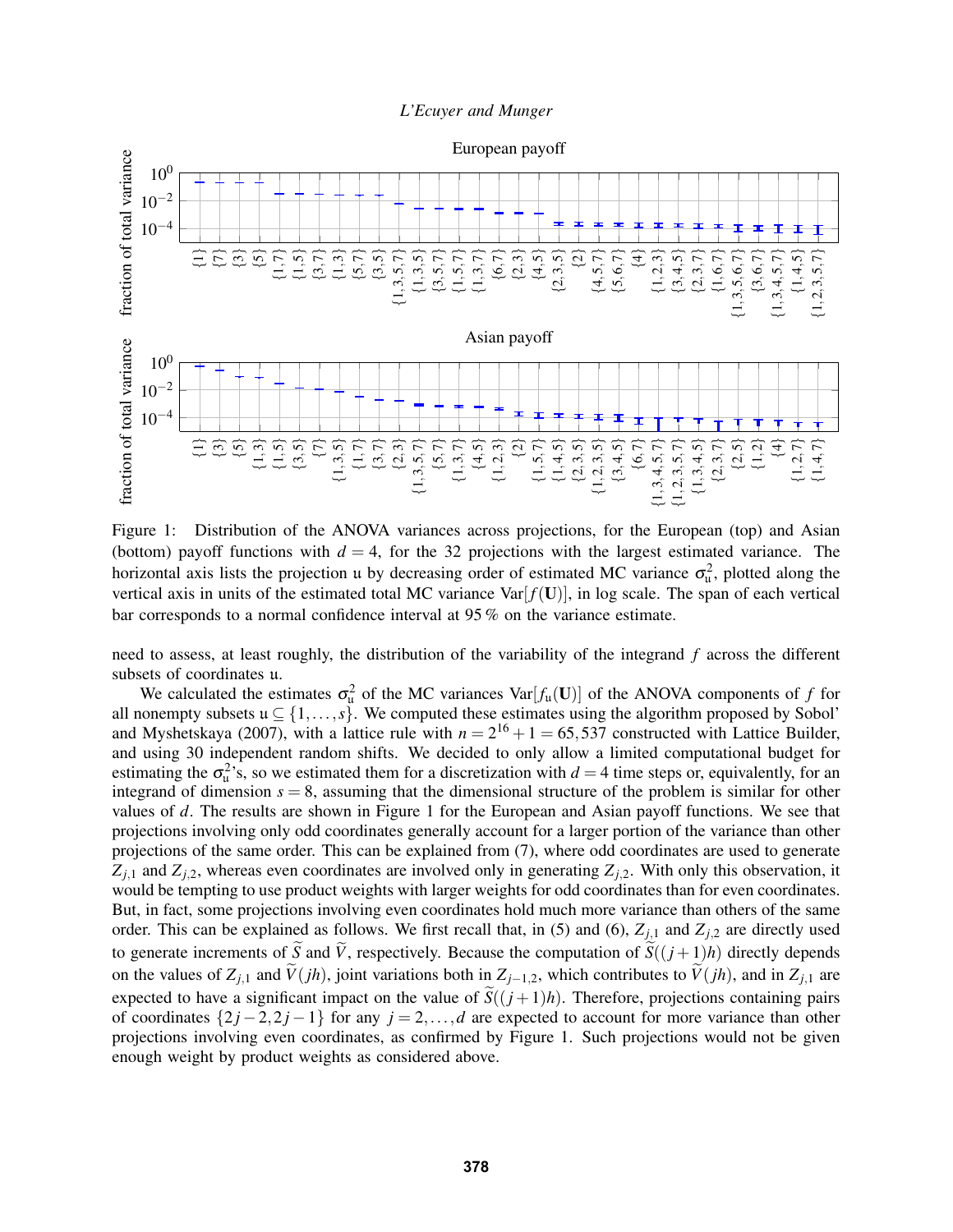Figure 1: Distribution of the ANOVA variances across projections, for the European (top) and Asian (bottom) payoff functions with $d = 4$, for the 32 projections with the largest estimated variance. The horizontal axis lists the projection $\mathfrak{u}$ by decreasing order of estimated MC variance $\sigma_{\mathfrak{u}}^2$, plotted along the vertical axis in units of the estimated total MC variance $\mathrm{Var}[f(\mathbf{U})]$, in log scale. The span of each vertical bar corresponds to a normal confidence interval at 95 % on the variance estimate.

need to assess, at least roughly, the distribution of the variability of the integrand $f$ across the different subsets of coordinates $\mathfrak{u}$.

We calculated the estimates $\sigma_{\mathfrak{u}}^2$ of the MC variances $\mathrm{Var}[f_{\mathfrak{u}}(\mathbf{U})]$ of the ANOVA components of $f$ for all nonempty subsets $\mathfrak{u} \subseteq \{1,\ldots,s\}$. We computed these estimates using the algorithm proposed by Sobol' and Myshetskaya (2007), with a lattice rule with $n = 2^{16} + 1 = 65,537$ constructed with Lattice Builder, and using 30 independent random shifts. We decided to only allow a limited computational budget for estimating the $\sigma_{\mathfrak{u}}^2$'s, so we estimated them for a discretization with $d = 4$ time steps or, equivalently, for an integrand of dimension $s = 8$, assuming that the dimensional structure of the problem is similar for other values of $d$. The results are shown in Figure 1 for the European and Asian payoff functions. We see that projections involving only odd coordinates generally account for a larger portion of the variance than other projections of the same order. This can be explained from (7), where odd coordinates are used to generate $Z_{j,1}$ and $Z_{j,2}$, whereas even coordinates are involved only in generating $Z_{j,2}$. With only this observation, it would be tempting to use product weights with larger weights for odd coordinates than for even coordinates. But, in fact, some projections involving even coordinates hold much more variance than others of the same order. This can be explained as follows. We first recall that, in (5) and (6), $Z_{j,1}$ and $Z_{j,2}$ are directly used to generate increments of $\widetilde{S}$ and $\widetilde{V}$, respectively. Because the computation of $\widetilde{S}((j+1)h)$ directly depends on the values of $Z_{j,1}$ and $\widetilde{V}(jh)$, joint variations both in $Z_{j-1,2}$, which contributes to $\widetilde{V}(jh)$, and in $Z_{j,1}$ are expected to have a significant impact on the value of $\widetilde{S}((j+1)h)$. Therefore, projections containing pairs of coordinates $\{2j-2, 2j-1\}$ for any $j = 2,\ldots,d$ are expected to account for more variance than other projections involving even coordinates, as confirmed by Figure 1. Such projections would not be given enough weight by product weights as considered above.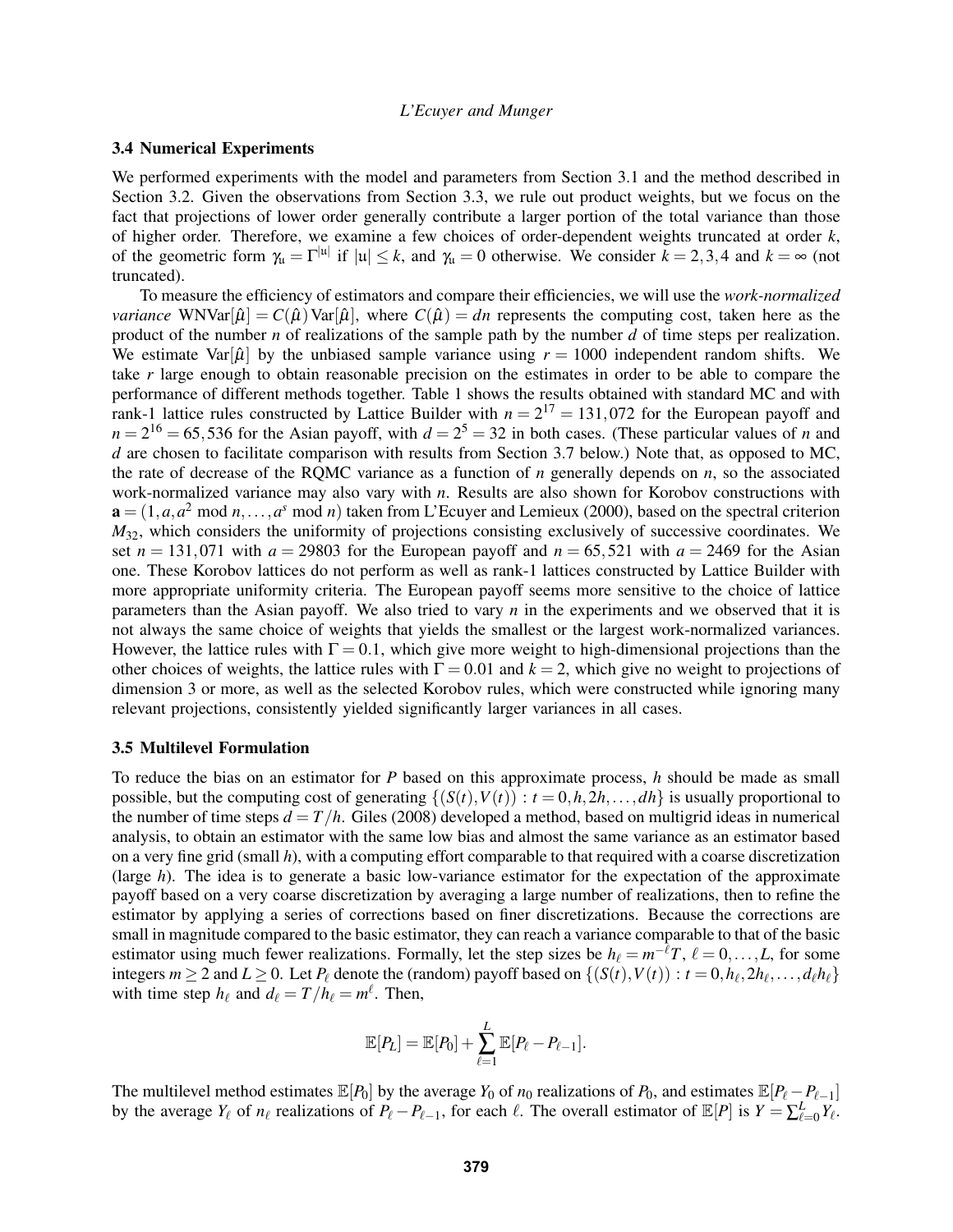### 3.4 Numerical Experiments

We performed experiments with the model and parameters from Section 3.1 and the method described in Section 3.2. Given the observations from Section 3.3, we rule out product weights, but we focus on the fact that projections of lower order generally contribute a larger portion of the total variance than those of higher order. Therefore, we examine a few choices of order-dependent weights truncated at order $k$, of the geometric form $\gamma_{\mathfrak{u}} = \Gamma^{|\mathfrak{u}|}$ if $|\mathfrak{u}| \leq k$, and $\gamma_{\mathfrak{u}} = 0$ otherwise. We consider $k = 2, 3, 4$ and $k = \infty$ (not truncated).

To measure the efficiency of estimators and compare their efficiencies, we will use the *work-normalized variance* $\mathrm{WNVar}[\hat{\mu}] = C(\hat{\mu})\,\mathrm{Var}[\hat{\mu}]$, where $C(\hat{\mu}) = dn$ represents the computing cost, taken here as the product of the number $n$ of realizations of the sample path by the number $d$ of time steps per realization. We estimate $\mathrm{Var}[\hat{\mu}]$ by the unbiased sample variance using $r = 1000$ independent random shifts. We take $r$ large enough to obtain reasonable precision on the estimates in order to be able to compare the performance of different methods together. Table 1 shows the results obtained with standard MC and with rank-1 lattice rules constructed by Lattice Builder with $n = 2^{17} = 131{,}072$ for the European payoff and $n = 2^{16} = 65{,}536$ for the Asian payoff, with $d = 2^5 = 32$ in both cases. (These particular values of $n$ and $d$ are chosen to facilitate comparison with results from Section 3.7 below.) Note that, as opposed to MC, the rate of decrease of the RQMC variance as a function of $n$ generally depends on $n$, so the associated work-normalized variance may also vary with $n$. Results are also shown for Korobov constructions with $\mathbf{a} = (1, a, a^2 \bmod n, \ldots, a^s \bmod n)$ taken from L'Ecuyer and Lemieux (2000), based on the spectral criterion $M_{32}$, which considers the uniformity of projections consisting exclusively of successive coordinates. We set $n = 131{,}071$ with $a = 29803$ for the European payoff and $n = 65{,}521$ with $a = 2469$ for the Asian one. These Korobov lattices do not perform as well as rank-1 lattices constructed by Lattice Builder with more appropriate uniformity criteria. The European payoff seems more sensitive to the choice of lattice parameters than the Asian payoff. We also tried to vary $n$ in the experiments and we observed that it is not always the same choice of weights that yields the smallest or the largest work-normalized variances. However, the lattice rules with $\Gamma = 0.1$, which give more weight to high-dimensional projections than the other choices of weights, the lattice rules with $\Gamma = 0.01$ and $k = 2$, which give no weight to projections of dimension 3 or more, as well as the selected Korobov rules, which were constructed while ignoring many relevant projections, consistently yielded significantly larger variances in all cases.

### 3.5 Multilevel Formulation

To reduce the bias on an estimator for $P$ based on this approximate process, $h$ should be made as small possible, but the computing cost of generating $\{(S(t), V(t)) : t = 0, h, 2h, \ldots, dh\}$ is usually proportional to the number of time steps $d = T/h$. Giles (2008) developed a method, based on multigrid ideas in numerical analysis, to obtain an estimator with the same low bias and almost the same variance as an estimator based on a very fine grid (small $h$), with a computing effort comparable to that required with a coarse discretization (large $h$). The idea is to generate a basic low-variance estimator for the expectation of the approximate payoff based on a very coarse discretization by averaging a large number of realizations, then to refine the estimator by applying a series of corrections based on finer discretizations. Because the corrections are small in magnitude compared to the basic estimator, they can reach a variance comparable to that of the basic estimator using much fewer realizations. Formally, let the step sizes be $h_\ell = m^{-\ell} T$, $\ell = 0, \ldots, L$, for some integers $m \geq 2$ and $L \geq 0$. Let $P_\ell$ denote the (random) payoff based on $\{(S(t), V(t)) : t = 0, h_\ell, 2h_\ell, \ldots, d_\ell h_\ell\}$ with time step $h_\ell$ and $d_\ell = T/h_\ell = m^\ell$. Then,

$$\mathbb{E}[P_L] = \mathbb{E}[P_0] + \sum_{\ell=1}^{L} \mathbb{E}[P_\ell - P_{\ell-1}].$$

The multilevel method estimates $\mathbb{E}[P_0]$ by the average $Y_0$ of $n_0$ realizations of $P_0$, and estimates $\mathbb{E}[P_\ell - P_{\ell-1}]$ by the average $Y_\ell$ of $n_\ell$ realizations of $P_\ell - P_{\ell-1}$, for each $\ell$. The overall estimator of $\mathbb{E}[P]$ is $Y = \sum_{\ell=0}^{L} Y_\ell$.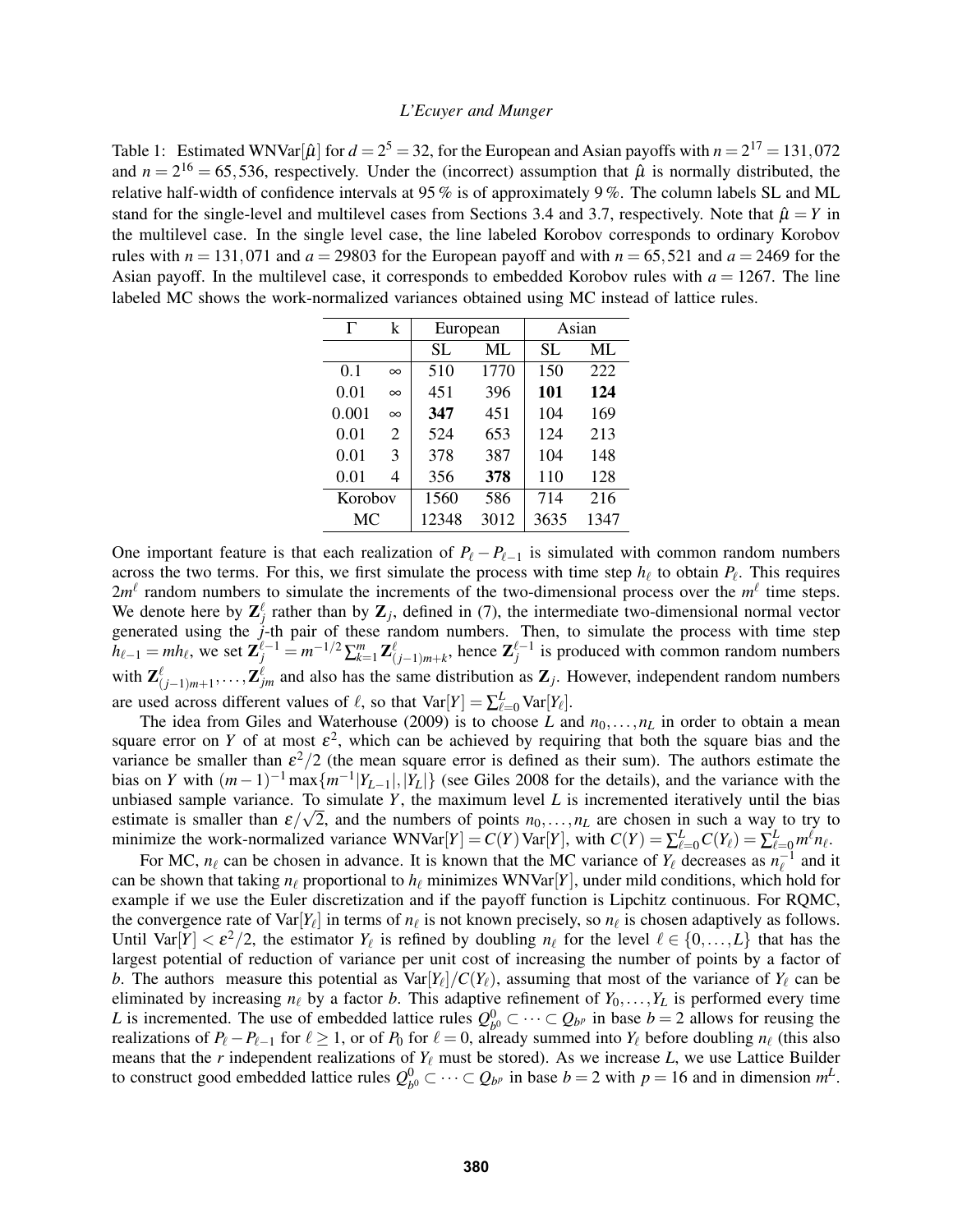Table 1: Estimated WNVar$[\hat{\mu}]$ for $d = 2^5 = 32$, for the European and Asian payoffs with $n = 2^{17} = 131,072$ and $n = 2^{16} = 65,536$, respectively. Under the (incorrect) assumption that $\hat{\mu}$ is normally distributed, the relative half-width of confidence intervals at 95 % is of approximately 9 %. The column labels SL and ML stand for the single-level and multilevel cases from Sections 3.4 and 3.7, respectively. Note that $\hat{\mu} = Y$ in the multilevel case. In the single level case, the line labeled Korobov corresponds to ordinary Korobov rules with $n = 131,071$ and $a = 29803$ for the European payoff and with $n = 65,521$ and $a = 2469$ for the Asian payoff. In the multilevel case, it corresponds to embedded Korobov rules with $a = 1267$. The line labeled MC shows the work-normalized variances obtained using MC instead of lattice rules.

| $\Gamma$ | k | European | | Asian | |
|---|---|---|---|---|---|
| | | SL | ML | SL | ML |
| 0.1 | $\infty$ | 510 | 1770 | 150 | 222 |
| 0.01 | $\infty$ | 451 | 396 | **101** | **124** |
| 0.001 | $\infty$ | **347** | 451 | 104 | 169 |
| 0.01 | 2 | 524 | 653 | 124 | 213 |
| 0.01 | 3 | 378 | 387 | 104 | 148 |
| 0.01 | 4 | 356 | **378** | 110 | 128 |
| Korobov | | 1560 | 586 | 714 | 216 |
| MC | | 12348 | 3012 | 3635 | 1347 |

One important feature is that each realization of $P_\ell - P_{\ell-1}$ is simulated with common random numbers across the two terms. For this, we first simulate the process with time step $h_\ell$ to obtain $P_\ell$. This requires $2m^\ell$ random numbers to simulate the increments of the two-dimensional process over the $m^\ell$ time steps. We denote here by $\mathbf{Z}_j^\ell$ rather than by $\mathbf{Z}_j$, defined in (7), the intermediate two-dimensional normal vector generated using the $j$-th pair of these random numbers. Then, to simulate the process with time step $h_{\ell-1} = mh_\ell$, we set $\mathbf{Z}_j^{\ell-1} = m^{-1/2}\sum_{k=1}^{m}\mathbf{Z}_{(j-1)m+k}^\ell$, hence $\mathbf{Z}_j^{\ell-1}$ is produced with common random numbers with $\mathbf{Z}_{(j-1)m+1}^\ell, \ldots, \mathbf{Z}_{jm}^\ell$ and also has the same distribution as $\mathbf{Z}_j$. However, independent random numbers are used across different values of $\ell$, so that $\mathrm{Var}[Y] = \sum_{\ell=0}^{L}\mathrm{Var}[Y_\ell]$.

The idea from Giles and Waterhouse (2009) is to choose $L$ and $n_0, \ldots, n_L$ in order to obtain a mean square error on $Y$ of at most $\varepsilon^2$, which can be achieved by requiring that both the square bias and the variance be smaller than $\varepsilon^2/2$ (the mean square error is defined as their sum). The authors estimate the bias on $Y$ with $(m-1)^{-1}\max\{m^{-1}|Y_{L-1}|, |Y_L|\}$ (see Giles 2008 for the details), and the variance with the unbiased sample variance. To simulate $Y$, the maximum level $L$ is incremented iteratively until the bias estimate is smaller than $\varepsilon/\sqrt{2}$, and the numbers of points $n_0, \ldots, n_L$ are chosen in such a way to try to minimize the work-normalized variance $\mathrm{WNVar}[Y] = C(Y)\,\mathrm{Var}[Y]$, with $C(Y) = \sum_{\ell=0}^{L} C(Y_\ell) = \sum_{\ell=0}^{L} m^\ell n_\ell$.

For MC, $n_\ell$ can be chosen in advance. It is known that the MC variance of $Y_\ell$ decreases as $n_\ell^{-1}$ and it can be shown that taking $n_\ell$ proportional to $h_\ell$ minimizes WNVar$[Y]$, under mild conditions, which hold for example if we use the Euler discretization and if the payoff function is Lipchitz continuous. For RQMC, the convergence rate of $\mathrm{Var}[Y_\ell]$ in terms of $n_\ell$ is not known precisely, so $n_\ell$ is chosen adaptively as follows. Until $\mathrm{Var}[Y] < \varepsilon^2/2$, the estimator $Y_\ell$ is refined by doubling $n_\ell$ for the level $\ell \in \{0, \ldots, L\}$ that has the largest potential of reduction of variance per unit cost of increasing the number of points by a factor of $b$. The authors measure this potential as $\mathrm{Var}[Y_\ell]/C(Y_\ell)$, assuming that most of the variance of $Y_\ell$ can be eliminated by increasing $n_\ell$ by a factor $b$. This adaptive refinement of $Y_0, \ldots, Y_L$ is performed every time $L$ is incremented. The use of embedded lattice rules $Q_{b^0}^0 \subset \cdots \subset Q_{b^p}$ in base $b = 2$ allows for reusing the realizations of $P_\ell - P_{\ell-1}$ for $\ell \geq 1$, or of $P_0$ for $\ell = 0$, already summed into $Y_\ell$ before doubling $n_\ell$ (this also means that the $r$ independent realizations of $Y_\ell$ must be stored). As we increase $L$, we use Lattice Builder to construct good embedded lattice rules $Q_{b^0}^0 \subset \cdots \subset Q_{b^p}$ in base $b = 2$ with $p = 16$ and in dimension $m^L$.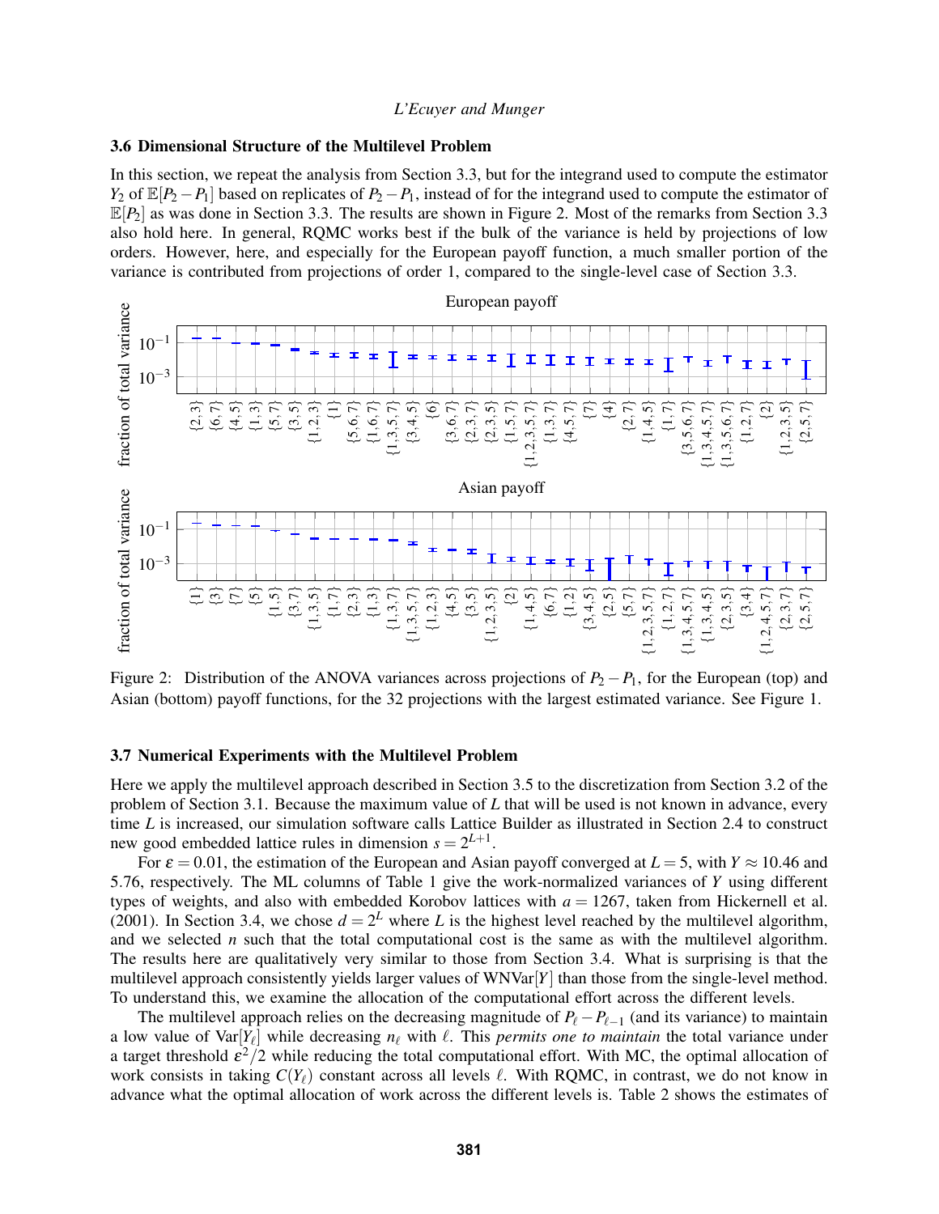### 3.6 Dimensional Structure of the Multilevel Problem

In this section, we repeat the analysis from Section 3.3, but for the integrand used to compute the estimator $Y_2$ of $\mathbb{E}[P_2 - P_1]$ based on replicates of $P_2 - P_1$, instead of for the integrand used to compute the estimator of $\mathbb{E}[P_2]$ as was done in Section 3.3. The results are shown in Figure 2. Most of the remarks from Section 3.3 also hold here. In general, RQMC works best if the bulk of the variance is held by projections of low orders. However, here, and especially for the European payoff function, a much smaller portion of the variance is contributed from projections of order 1, compared to the single-level case of Section 3.3.

Figure 2: Distribution of the ANOVA variances across projections of $P_2 - P_1$, for the European (top) and Asian (bottom) payoff functions, for the 32 projections with the largest estimated variance. See Figure 1.

### 3.7 Numerical Experiments with the Multilevel Problem

Here we apply the multilevel approach described in Section 3.5 to the discretization from Section 3.2 of the problem of Section 3.1. Because the maximum value of $L$ that will be used is not known in advance, every time $L$ is increased, our simulation software calls Lattice Builder as illustrated in Section 2.4 to construct new good embedded lattice rules in dimension $s = 2^{L+1}$.

For $\varepsilon = 0.01$, the estimation of the European and Asian payoff converged at $L = 5$, with $Y \approx 10.46$ and 5.76, respectively. The ML columns of Table 1 give the work-normalized variances of $Y$ using different types of weights, and also with embedded Korobov lattices with $a = 1267$, taken from Hickernell et al. (2001). In Section 3.4, we chose $d = 2^L$ where $L$ is the highest level reached by the multilevel algorithm, and we selected $n$ such that the total computational cost is the same as with the multilevel algorithm. The results here are qualitatively very similar to those from Section 3.4. What is surprising is that the multilevel approach consistently yields larger values of WNVar$[Y]$ than those from the single-level method. To understand this, we examine the allocation of the computational effort across the different levels.

The multilevel approach relies on the decreasing magnitude of $P_\ell - P_{\ell-1}$ (and its variance) to maintain a low value of Var$[Y_\ell]$ while decreasing $n_\ell$ with $\ell$. This *permits one to maintain* the total variance under a target threshold $\varepsilon^2/2$ while reducing the total computational effort. With MC, the optimal allocation of work consists in taking $C(Y_\ell)$ constant across all levels $\ell$. With RQMC, in contrast, we do not know in advance what the optimal allocation of work across the different levels is. Table 2 shows the estimates of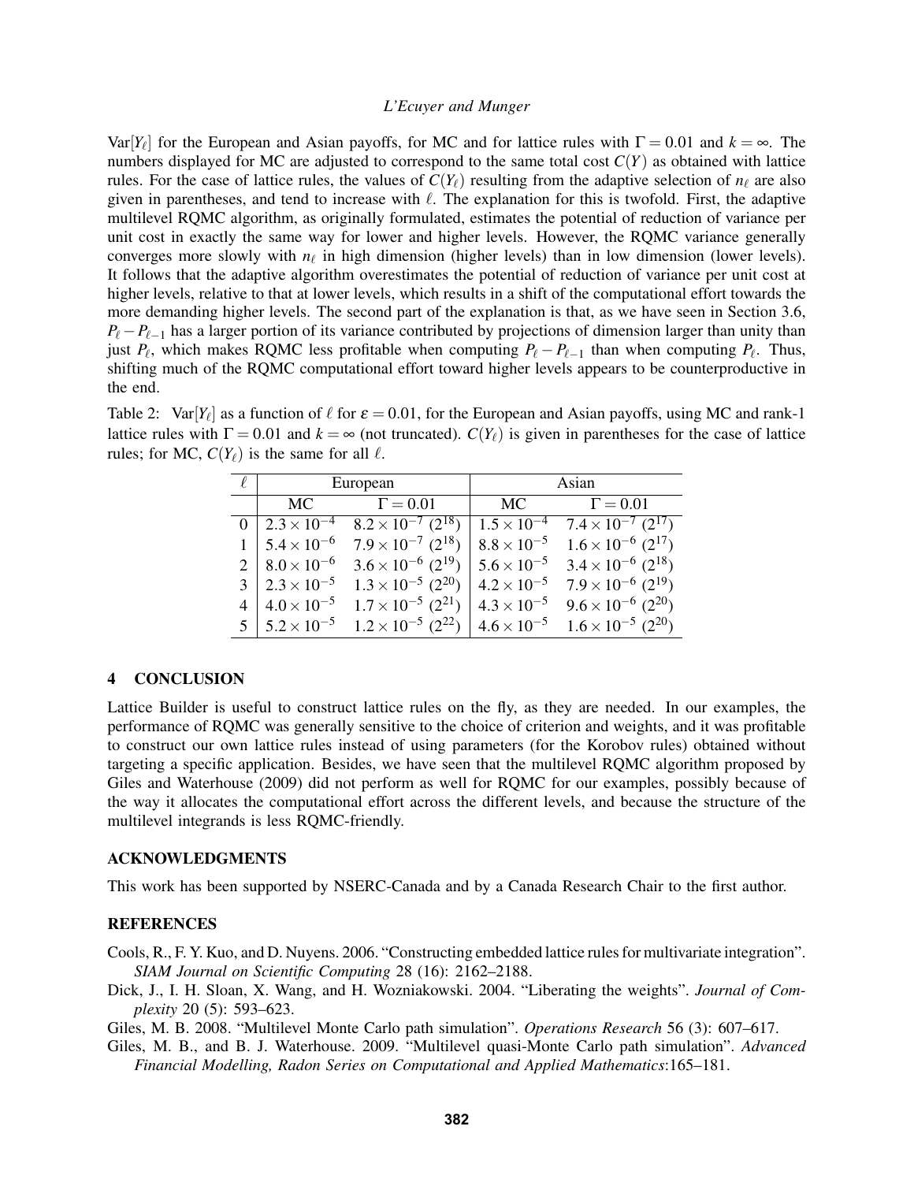$\text{Var}[Y_\ell]$ for the European and Asian payoffs, for MC and for lattice rules with $\Gamma = 0.01$ and $k = \infty$. The numbers displayed for MC are adjusted to correspond to the same total cost $C(Y)$ as obtained with lattice rules. For the case of lattice rules, the values of $C(Y_\ell)$ resulting from the adaptive selection of $n_\ell$ are also given in parentheses, and tend to increase with $\ell$. The explanation for this is twofold. First, the adaptive multilevel RQMC algorithm, as originally formulated, estimates the potential of reduction of variance per unit cost in exactly the same way for lower and higher levels. However, the RQMC variance generally converges more slowly with $n_\ell$ in high dimension (higher levels) than in low dimension (lower levels). It follows that the adaptive algorithm overestimates the potential of reduction of variance per unit cost at higher levels, relative to that at lower levels, which results in a shift of the computational effort towards the more demanding higher levels. The second part of the explanation is that, as we have seen in Section 3.6, $P_\ell - P_{\ell-1}$ has a larger portion of its variance contributed by projections of dimension larger than unity than just $P_\ell$, which makes RQMC less profitable when computing $P_\ell - P_{\ell-1}$ than when computing $P_\ell$. Thus, shifting much of the RQMC computational effort toward higher levels appears to be counterproductive in the end.

Table 2: $\text{Var}[Y_\ell]$ as a function of $\ell$ for $\varepsilon = 0.01$, for the European and Asian payoffs, using MC and rank-1 lattice rules with $\Gamma = 0.01$ and $k = \infty$ (not truncated). $C(Y_\ell)$ is given in parentheses for the case of lattice rules; for MC, $C(Y_\ell)$ is the same for all $\ell$.

| $\ell$ | European | | Asian | |
|---|---|---|---|---|
| | MC | $\Gamma = 0.01$ | MC | $\Gamma = 0.01$ |
| 0 | $2.3 \times 10^{-4}$ | $8.2 \times 10^{-7}$ $(2^{18})$ | $1.5 \times 10^{-4}$ | $7.4 \times 10^{-7}$ $(2^{17})$ |
| 1 | $5.4 \times 10^{-6}$ | $7.9 \times 10^{-7}$ $(2^{18})$ | $8.8 \times 10^{-5}$ | $1.6 \times 10^{-6}$ $(2^{17})$ |
| 2 | $8.0 \times 10^{-6}$ | $3.6 \times 10^{-6}$ $(2^{19})$ | $5.6 \times 10^{-5}$ | $3.4 \times 10^{-6}$ $(2^{18})$ |
| 3 | $2.3 \times 10^{-5}$ | $1.3 \times 10^{-5}$ $(2^{20})$ | $4.2 \times 10^{-5}$ | $7.9 \times 10^{-6}$ $(2^{19})$ |
| 4 | $4.0 \times 10^{-5}$ | $1.7 \times 10^{-5}$ $(2^{21})$ | $4.3 \times 10^{-5}$ | $9.6 \times 10^{-6}$ $(2^{20})$ |
| 5 | $5.2 \times 10^{-5}$ | $1.2 \times 10^{-5}$ $(2^{22})$ | $4.6 \times 10^{-5}$ | $1.6 \times 10^{-5}$ $(2^{20})$ |

## 4 CONCLUSION

Lattice Builder is useful to construct lattice rules on the fly, as they are needed. In our examples, the performance of RQMC was generally sensitive to the choice of criterion and weights, and it was profitable to construct our own lattice rules instead of using parameters (for the Korobov rules) obtained without targeting a specific application. Besides, we have seen that the multilevel RQMC algorithm proposed by Giles and Waterhouse (2009) did not perform as well for RQMC for our examples, possibly because of the way it allocates the computational effort across the different levels, and because the structure of the multilevel integrands is less RQMC-friendly.

## ACKNOWLEDGMENTS

This work has been supported by NSERC-Canada and by a Canada Research Chair to the first author.

## REFERENCES

Cools, R., F. Y. Kuo, and D. Nuyens. 2006. "Constructing embedded lattice rules for multivariate integration". *SIAM Journal on Scientific Computing* 28 (16): 2162–2188.

Dick, J., I. H. Sloan, X. Wang, and H. Wozniakowski. 2004. "Liberating the weights". *Journal of Complexity* 20 (5): 593–623.

Giles, M. B. 2008. "Multilevel Monte Carlo path simulation". *Operations Research* 56 (3): 607–617.

Giles, M. B., and B. J. Waterhouse. 2009. "Multilevel quasi-Monte Carlo path simulation". *Advanced Financial Modelling, Radon Series on Computational and Applied Mathematics*:165–181.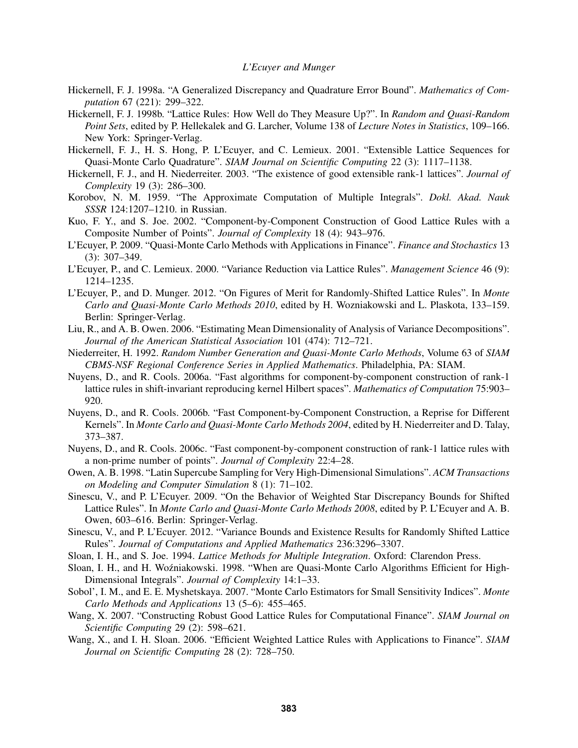Hickernell, F. J. 1998a. "A Generalized Discrepancy and Quadrature Error Bound". *Mathematics of Computation* 67 (221): 299–322.

Hickernell, F. J. 1998b. "Lattice Rules: How Well do They Measure Up?". In *Random and Quasi-Random Point Sets*, edited by P. Hellekalek and G. Larcher, Volume 138 of *Lecture Notes in Statistics*, 109–166. New York: Springer-Verlag.

Hickernell, F. J., H. S. Hong, P. L'Ecuyer, and C. Lemieux. 2001. "Extensible Lattice Sequences for Quasi-Monte Carlo Quadrature". *SIAM Journal on Scientific Computing* 22 (3): 1117–1138.

Hickernell, F. J., and H. Niederreiter. 2003. "The existence of good extensible rank-1 lattices". *Journal of Complexity* 19 (3): 286–300.

Korobov, N. M. 1959. "The Approximate Computation of Multiple Integrals". *Dokl. Akad. Nauk SSSR* 124:1207–1210. in Russian.

Kuo, F. Y., and S. Joe. 2002. "Component-by-Component Construction of Good Lattice Rules with a Composite Number of Points". *Journal of Complexity* 18 (4): 943–976.

L'Ecuyer, P. 2009. "Quasi-Monte Carlo Methods with Applications in Finance". *Finance and Stochastics* 13 (3): 307–349.

L'Ecuyer, P., and C. Lemieux. 2000. "Variance Reduction via Lattice Rules". *Management Science* 46 (9): 1214–1235.

L'Ecuyer, P., and D. Munger. 2012. "On Figures of Merit for Randomly-Shifted Lattice Rules". In *Monte Carlo and Quasi-Monte Carlo Methods 2010*, edited by H. Wozniakowski and L. Plaskota, 133–159. Berlin: Springer-Verlag.

Liu, R., and A. B. Owen. 2006. "Estimating Mean Dimensionality of Analysis of Variance Decompositions". *Journal of the American Statistical Association* 101 (474): 712–721.

Niederreiter, H. 1992. *Random Number Generation and Quasi-Monte Carlo Methods*, Volume 63 of *SIAM CBMS-NSF Regional Conference Series in Applied Mathematics*. Philadelphia, PA: SIAM.

Nuyens, D., and R. Cools. 2006a. "Fast algorithms for component-by-component construction of rank-1 lattice rules in shift-invariant reproducing kernel Hilbert spaces". *Mathematics of Computation* 75:903–920.

Nuyens, D., and R. Cools. 2006b. "Fast Component-by-Component Construction, a Reprise for Different Kernels". In *Monte Carlo and Quasi-Monte Carlo Methods 2004*, edited by H. Niederreiter and D. Talay, 373–387.

Nuyens, D., and R. Cools. 2006c. "Fast component-by-component construction of rank-1 lattice rules with a non-prime number of points". *Journal of Complexity* 22:4–28.

Owen, A. B. 1998. "Latin Supercube Sampling for Very High-Dimensional Simulations". *ACM Transactions on Modeling and Computer Simulation* 8 (1): 71–102.

Sinescu, V., and P. L'Ecuyer. 2009. "On the Behavior of Weighted Star Discrepancy Bounds for Shifted Lattice Rules". In *Monte Carlo and Quasi-Monte Carlo Methods 2008*, edited by P. L'Ecuyer and A. B. Owen, 603–616. Berlin: Springer-Verlag.

Sinescu, V., and P. L'Ecuyer. 2012. "Variance Bounds and Existence Results for Randomly Shifted Lattice Rules". *Journal of Computations and Applied Mathematics* 236:3296–3307.

Sloan, I. H., and S. Joe. 1994. *Lattice Methods for Multiple Integration*. Oxford: Clarendon Press.

Sloan, I. H., and H. Woźniakowski. 1998. "When are Quasi-Monte Carlo Algorithms Efficient for High-Dimensional Integrals". *Journal of Complexity* 14:1–33.

Sobol', I. M., and E. E. Myshetskaya. 2007. "Monte Carlo Estimators for Small Sensitivity Indices". *Monte Carlo Methods and Applications* 13 (5–6): 455–465.

Wang, X. 2007. "Constructing Robust Good Lattice Rules for Computational Finance". *SIAM Journal on Scientific Computing* 29 (2): 598–621.

Wang, X., and I. H. Sloan. 2006. "Efficient Weighted Lattice Rules with Applications to Finance". *SIAM Journal on Scientific Computing* 28 (2): 728–750.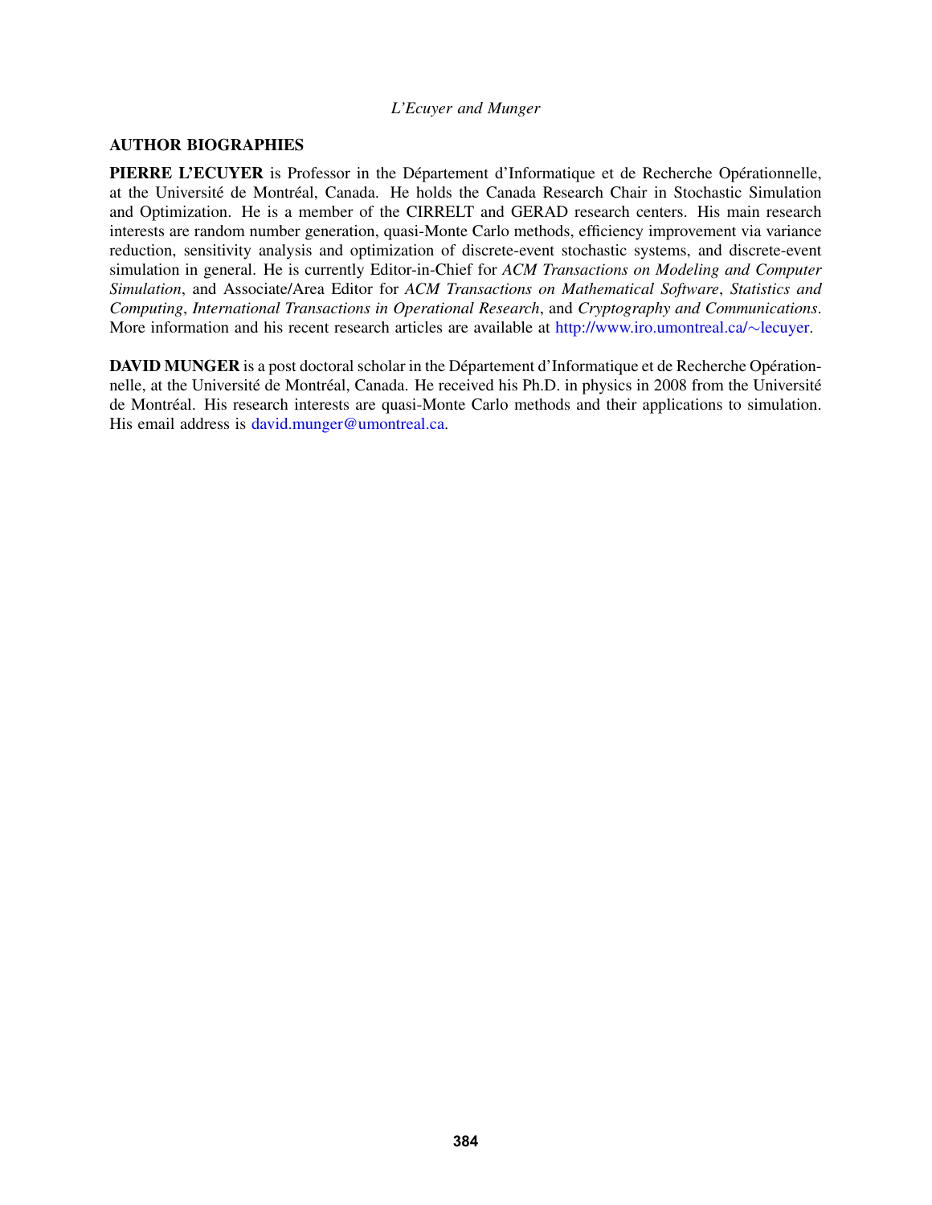## AUTHOR BIOGRAPHIES

**PIERRE L'ECUYER** is Professor in the Département d'Informatique et de Recherche Opérationnelle, at the Université de Montréal, Canada. He holds the Canada Research Chair in Stochastic Simulation and Optimization. He is a member of the CIRRELT and GERAD research centers. His main research interests are random number generation, quasi-Monte Carlo methods, efficiency improvement via variance reduction, sensitivity analysis and optimization of discrete-event stochastic systems, and discrete-event simulation in general. He is currently Editor-in-Chief for *ACM Transactions on Modeling and Computer Simulation*, and Associate/Area Editor for *ACM Transactions on Mathematical Software*, *Statistics and Computing*, *International Transactions in Operational Research*, and *Cryptography and Communications*. More information and his recent research articles are available at http://www.iro.umontreal.ca/∼lecuyer.

**DAVID MUNGER** is a post doctoral scholar in the Département d'Informatique et de Recherche Opérationnelle, at the Université de Montréal, Canada. He received his Ph.D. in physics in 2008 from the Université de Montréal. His research interests are quasi-Monte Carlo methods and their applications to simulation. His email address is david.munger@umontreal.ca.